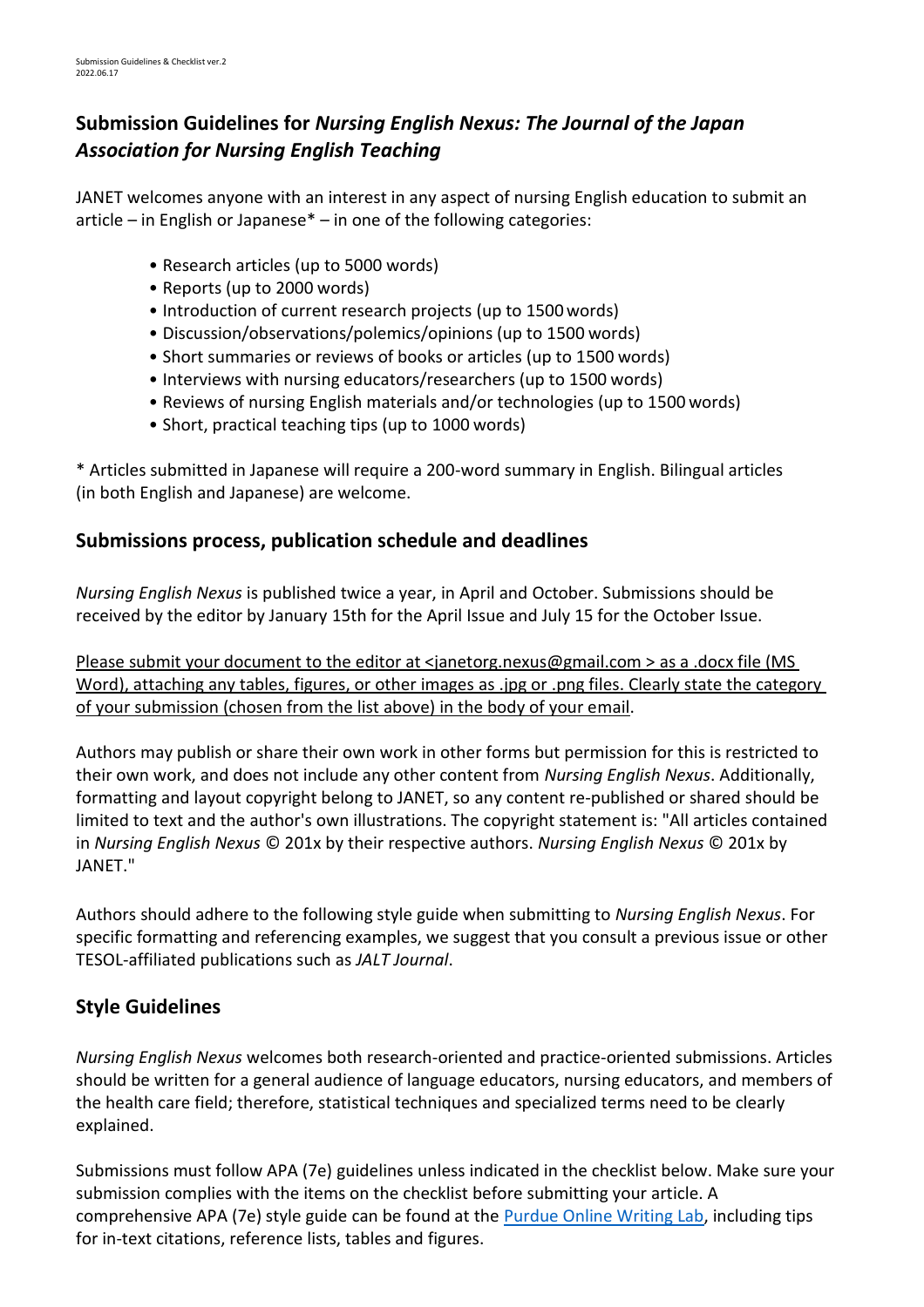Submission Guidelines & Checklist ver.2
2022.06.17

## Submission Guidelines for *Nursing English Nexus: The Journal of the Japan Association for Nursing English Teaching*

JANET welcomes anyone with an interest in any aspect of nursing English education to submit an article – in English or Japanese* – in one of the following categories:

- Research articles (up to 5000 words)
- Reports (up to 2000 words)
- Introduction of current research projects (up to 1500 words)
- Discussion/observations/polemics/opinions (up to 1500 words)
- Short summaries or reviews of books or articles (up to 1500 words)
- Interviews with nursing educators/researchers (up to 1500 words)
- Reviews of nursing English materials and/or technologies (up to 1500 words)
- Short, practical teaching tips (up to 1000 words)

* Articles submitted in Japanese will require a 200-word summary in English. Bilingual articles (in both English and Japanese) are welcome.

### Submissions process, publication schedule and deadlines

*Nursing English Nexus* is published twice a year, in April and October. Submissions should be received by the editor by January 15th for the April Issue and July 15 for the October Issue.

Please submit your document to the editor at <janetorg.nexus@gmail.com > as a .docx file (MS Word), attaching any tables, figures, or other images as .jpg or .png files. Clearly state the category of your submission (chosen from the list above) in the body of your email.

Authors may publish or share their own work in other forms but permission for this is restricted to their own work, and does not include any other content from *Nursing English Nexus*. Additionally, formatting and layout copyright belong to JANET, so any content re-published or shared should be limited to text and the author's own illustrations. The copyright statement is: "All articles contained in *Nursing English Nexus* © 201x by their respective authors. *Nursing English Nexus* © 201x by JANET."

Authors should adhere to the following style guide when submitting to *Nursing English Nexus*. For specific formatting and referencing examples, we suggest that you consult a previous issue or other TESOL-affiliated publications such as *JALT Journal*.

### Style Guidelines

*Nursing English Nexus* welcomes both research-oriented and practice-oriented submissions. Articles should be written for a general audience of language educators, nursing educators, and members of the health care field; therefore, statistical techniques and specialized terms need to be clearly explained.

Submissions must follow APA (7e) guidelines unless indicated in the checklist below. Make sure your submission complies with the items on the checklist before submitting your article. A comprehensive APA (7e) style guide can be found at the Purdue Online Writing Lab, including tips for in-text citations, reference lists, tables and figures.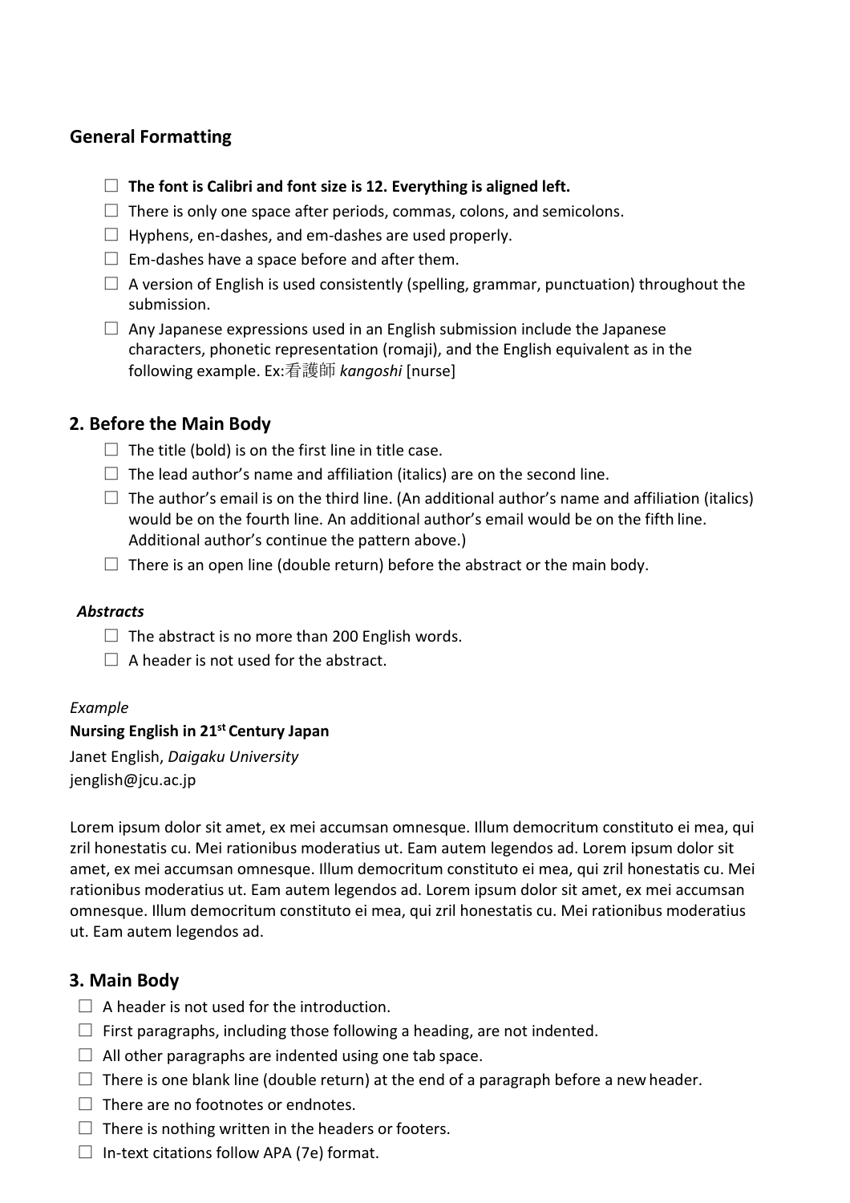## General Formatting

- ☐ **The font is Calibri and font size is 12. Everything is aligned left.**
- ☐ There is only one space after periods, commas, colons, and semicolons.
- ☐ Hyphens, en-dashes, and em-dashes are used properly.
- ☐ Em-dashes have a space before and after them.
- ☐ A version of English is used consistently (spelling, grammar, punctuation) throughout the submission.
- ☐ Any Japanese expressions used in an English submission include the Japanese characters, phonetic representation (romaji), and the English equivalent as in the following example. Ex:看護師 *kangoshi* [nurse]

## 2. Before the Main Body

- ☐ The title (bold) is on the first line in title case.
- ☐ The lead author's name and affiliation (italics) are on the second line.
- ☐ The author's email is on the third line. (An additional author's name and affiliation (italics) would be on the fourth line. An additional author's email would be on the fifth line. Additional author's continue the pattern above.)
- ☐ There is an open line (double return) before the abstract or the main body.

### *Abstracts*

- ☐ The abstract is no more than 200 English words.
- ☐ A header is not used for the abstract.

*Example*

**Nursing English in 21st Century Japan**

Janet English, *Daigaku University*
jenglish@jcu.ac.jp

Lorem ipsum dolor sit amet, ex mei accumsan omnesque. Illum democritum constituto ei mea, qui zril honestatis cu. Mei rationibus moderatius ut. Eam autem legendos ad. Lorem ipsum dolor sit amet, ex mei accumsan omnesque. Illum democritum constituto ei mea, qui zril honestatis cu. Mei rationibus moderatius ut. Eam autem legendos ad. Lorem ipsum dolor sit amet, ex mei accumsan omnesque. Illum democritum constituto ei mea, qui zril honestatis cu. Mei rationibus moderatius ut. Eam autem legendos ad.

## 3. Main Body

- ☐ A header is not used for the introduction.
- ☐ First paragraphs, including those following a heading, are not indented.
- ☐ All other paragraphs are indented using one tab space.
- ☐ There is one blank line (double return) at the end of a paragraph before a new header.
- ☐ There are no footnotes or endnotes.
- ☐ There is nothing written in the headers or footers.
- ☐ In-text citations follow APA (7e) format.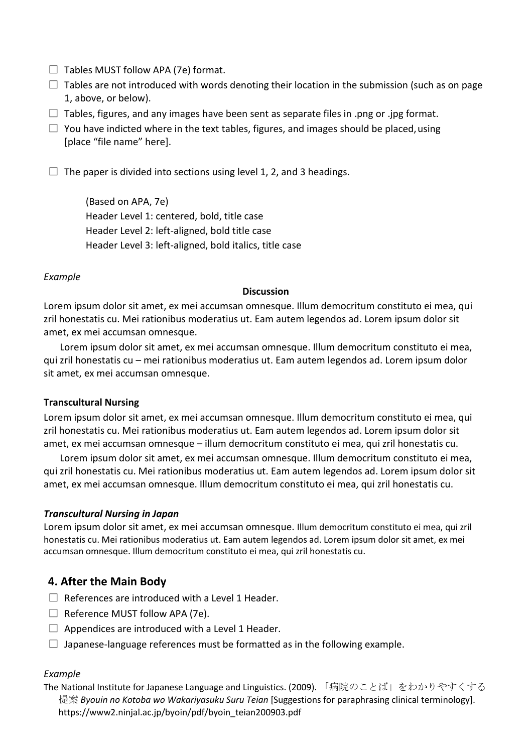- ☐ Tables MUST follow APA (7e) format.
- ☐ Tables are not introduced with words denoting their location in the submission (such as on page 1, above, or below).
- ☐ Tables, figures, and any images have been sent as separate files in .png or .jpg format.
- ☐ You have indicted where in the text tables, figures, and images should be placed, using [place "file name" here].

- ☐ The paper is divided into sections using level 1, 2, and 3 headings.

  (Based on APA, 7e)
  Header Level 1: centered, bold, title case
  Header Level 2: left-aligned, bold title case
  Header Level 3: left-aligned, bold italics, title case

*Example*

<p align="center"><b>Discussion</b></p>

Lorem ipsum dolor sit amet, ex mei accumsan omnesque. Illum democritum constituto ei mea, qui zril honestatis cu. Mei rationibus moderatius ut. Eam autem legendos ad. Lorem ipsum dolor sit amet, ex mei accumsan omnesque.

Lorem ipsum dolor sit amet, ex mei accumsan omnesque. Illum democritum constituto ei mea, qui zril honestatis cu – mei rationibus moderatius ut. Eam autem legendos ad. Lorem ipsum dolor sit amet, ex mei accumsan omnesque.

**Transcultural Nursing**

Lorem ipsum dolor sit amet, ex mei accumsan omnesque. Illum democritum constituto ei mea, qui zril honestatis cu. Mei rationibus moderatius ut. Eam autem legendos ad. Lorem ipsum dolor sit amet, ex mei accumsan omnesque – illum democritum constituto ei mea, qui zril honestatis cu.

Lorem ipsum dolor sit amet, ex mei accumsan omnesque. Illum democritum constituto ei mea, qui zril honestatis cu. Mei rationibus moderatius ut. Eam autem legendos ad. Lorem ipsum dolor sit amet, ex mei accumsan omnesque. Illum democritum constituto ei mea, qui zril honestatis cu.

***Transcultural Nursing in Japan***

Lorem ipsum dolor sit amet, ex mei accumsan omnesque. Illum democritum constituto ei mea, qui zril honestatis cu. Mei rationibus moderatius ut. Eam autem legendos ad. Lorem ipsum dolor sit amet, ex mei accumsan omnesque. Illum democritum constituto ei mea, qui zril honestatis cu.

## 4. After the Main Body

- ☐ References are introduced with a Level 1 Header.
- ☐ Reference MUST follow APA (7e).
- ☐ Appendices are introduced with a Level 1 Header.
- ☐ Japanese-language references must be formatted as in the following example.

*Example*

The National Institute for Japanese Language and Linguistics. (2009). 「病院のことば」をわかりやすくする提案 *Byouin no Kotoba wo Wakariyasuku Suru Teian* [Suggestions for paraphrasing clinical terminology]. https://www2.ninjal.ac.jp/byoin/pdf/byoin_teian200903.pdf